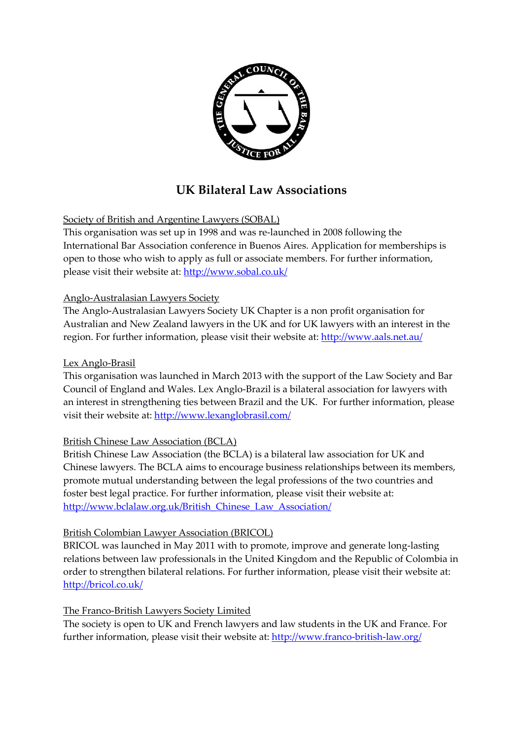# UK Bilateral Law Associations

Society of British and Argentine Lawyers (SOBAL)

This organisation was set up in 1998 and was re-launched in 2008 following the International Bar Association conference in Buenos Aires. Application for memberships is open to those who wish to apply as full or associate members. For further information, please visit their website at: http://www.sobal.co.uk/

Anglo-Australasian Lawyers Society

The Anglo-Australasian Lawyers Society UK Chapter is a non profit organisation for Australian and New Zealand lawyers in the UK and for UK lawyers with an interest in the region. For further information, please visit their website at: http://www.aals.net.au/

Lex Anglo-Brasil

This organisation was launched in March 2013 with the support of the Law Society and Bar Council of England and Wales. Lex Anglo-Brazil is a bilateral association for lawyers with an interest in strengthening ties between Brazil and the UK. For further information, please visit their website at: http://www.lexanglobrasil.com/

British Chinese Law Association (BCLA)

British Chinese Law Association (the BCLA) is a bilateral law association for UK and Chinese lawyers. The BCLA aims to encourage business relationships between its members, promote mutual understanding between the legal professions of the two countries and foster best legal practice. For further information, please visit their website at: http://www.bclalaw.org.uk/British_Chinese_Law_Association/

British Colombian Lawyer Association (BRICOL)

BRICOL was launched in May 2011 with to promote, improve and generate long-lasting relations between law professionals in the United Kingdom and the Republic of Colombia in order to strengthen bilateral relations. For further information, please visit their website at: http://bricol.co.uk/

The Franco-British Lawyers Society Limited

The society is open to UK and French lawyers and law students in the UK and France. For further information, please visit their website at: http://www.franco-british-law.org/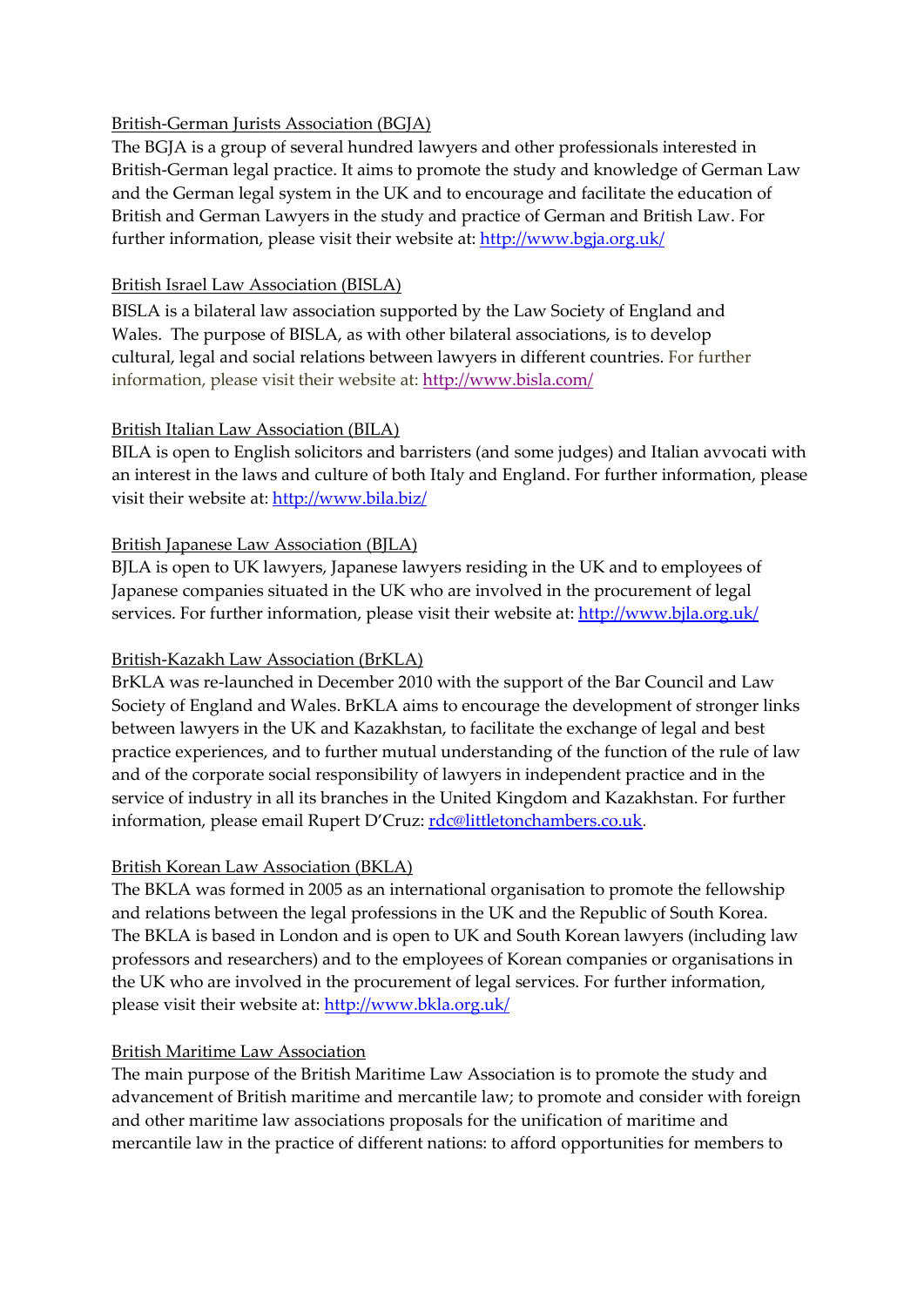British-German Jurists Association (BGJA)

The BGJA is a group of several hundred lawyers and other professionals interested in British-German legal practice. It aims to promote the study and knowledge of German Law and the German legal system in the UK and to encourage and facilitate the education of British and German Lawyers in the study and practice of German and British Law. For further information, please visit their website at: http://www.bgja.org.uk/

British Israel Law Association (BISLA)

BISLA is a bilateral law association supported by the Law Society of England and Wales. The purpose of BISLA, as with other bilateral associations, is to develop cultural, legal and social relations between lawyers in different countries. For further information, please visit their website at: http://www.bisla.com/

British Italian Law Association (BILA)

BILA is open to English solicitors and barristers (and some judges) and Italian avvocati with an interest in the laws and culture of both Italy and England. For further information, please visit their website at: http://www.bila.biz/

British Japanese Law Association (BJLA)

BJLA is open to UK lawyers, Japanese lawyers residing in the UK and to employees of Japanese companies situated in the UK who are involved in the procurement of legal services. For further information, please visit their website at: http://www.bjla.org.uk/

British-Kazakh Law Association (BrKLA)

BrKLA was re-launched in December 2010 with the support of the Bar Council and Law Society of England and Wales. BrKLA aims to encourage the development of stronger links between lawyers in the UK and Kazakhstan, to facilitate the exchange of legal and best practice experiences, and to further mutual understanding of the function of the rule of law and of the corporate social responsibility of lawyers in independent practice and in the service of industry in all its branches in the United Kingdom and Kazakhstan. For further information, please email Rupert D'Cruz: rdc@littletonchambers.co.uk.

British Korean Law Association (BKLA)

The BKLA was formed in 2005 as an international organisation to promote the fellowship and relations between the legal professions in the UK and the Republic of South Korea. The BKLA is based in London and is open to UK and South Korean lawyers (including law professors and researchers) and to the employees of Korean companies or organisations in the UK who are involved in the procurement of legal services. For further information, please visit their website at: http://www.bkla.org.uk/

British Maritime Law Association

The main purpose of the British Maritime Law Association is to promote the study and advancement of British maritime and mercantile law; to promote and consider with foreign and other maritime law associations proposals for the unification of maritime and mercantile law in the practice of different nations: to afford opportunities for members to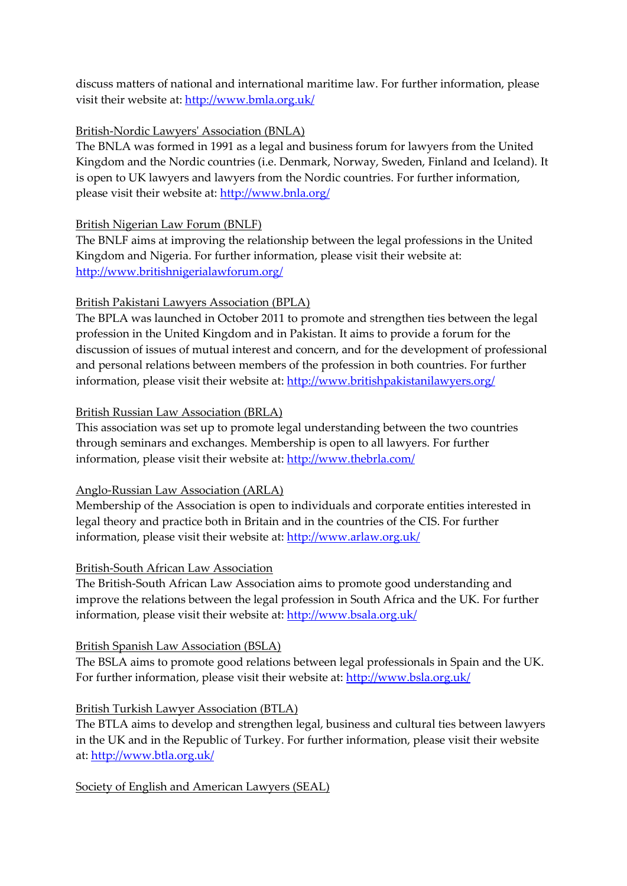discuss matters of national and international maritime law. For further information, please visit their website at: http://www.bmla.org.uk/

British-Nordic Lawyers' Association (BNLA)
The BNLA was formed in 1991 as a legal and business forum for lawyers from the United Kingdom and the Nordic countries (i.e. Denmark, Norway, Sweden, Finland and Iceland). It is open to UK lawyers and lawyers from the Nordic countries. For further information, please visit their website at: http://www.bnla.org/

British Nigerian Law Forum (BNLF)
The BNLF aims at improving the relationship between the legal professions in the United Kingdom and Nigeria. For further information, please visit their website at: http://www.britishnigerialawforum.org/

British Pakistani Lawyers Association (BPLA)
The BPLA was launched in October 2011 to promote and strengthen ties between the legal profession in the United Kingdom and in Pakistan. It aims to provide a forum for the discussion of issues of mutual interest and concern, and for the development of professional and personal relations between members of the profession in both countries. For further information, please visit their website at: http://www.britishpakistanilawyers.org/

British Russian Law Association (BRLA)
This association was set up to promote legal understanding between the two countries through seminars and exchanges. Membership is open to all lawyers. For further information, please visit their website at: http://www.thebrla.com/

Anglo-Russian Law Association (ARLA)
Membership of the Association is open to individuals and corporate entities interested in legal theory and practice both in Britain and in the countries of the CIS. For further information, please visit their website at: http://www.arlaw.org.uk/

British-South African Law Association
The British-South African Law Association aims to promote good understanding and improve the relations between the legal profession in South Africa and the UK. For further information, please visit their website at: http://www.bsala.org.uk/

British Spanish Law Association (BSLA)
The BSLA aims to promote good relations between legal professionals in Spain and the UK. For further information, please visit their website at: http://www.bsla.org.uk/

British Turkish Lawyer Association (BTLA)
The BTLA aims to develop and strengthen legal, business and cultural ties between lawyers in the UK and in the Republic of Turkey. For further information, please visit their website at: http://www.btla.org.uk/

Society of English and American Lawyers (SEAL)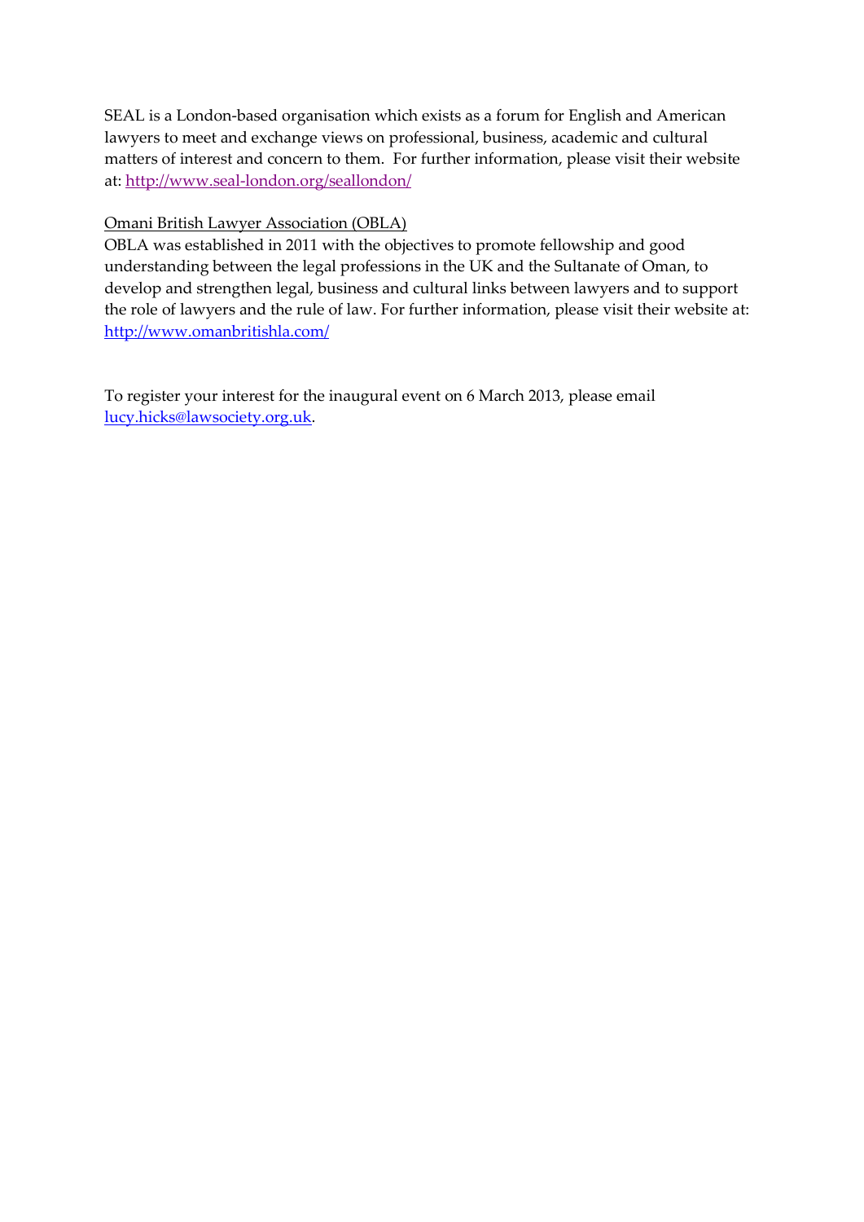SEAL is a London-based organisation which exists as a forum for English and American lawyers to meet and exchange views on professional, business, academic and cultural matters of interest and concern to them. For further information, please visit their website at: http://www.seal-london.org/seallondon/

Omani British Lawyer Association (OBLA)

OBLA was established in 2011 with the objectives to promote fellowship and good understanding between the legal professions in the UK and the Sultanate of Oman, to develop and strengthen legal, business and cultural links between lawyers and to support the role of lawyers and the rule of law. For further information, please visit their website at: http://www.omanbritishla.com/

To register your interest for the inaugural event on 6 March 2013, please email lucy.hicks@lawsociety.org.uk.